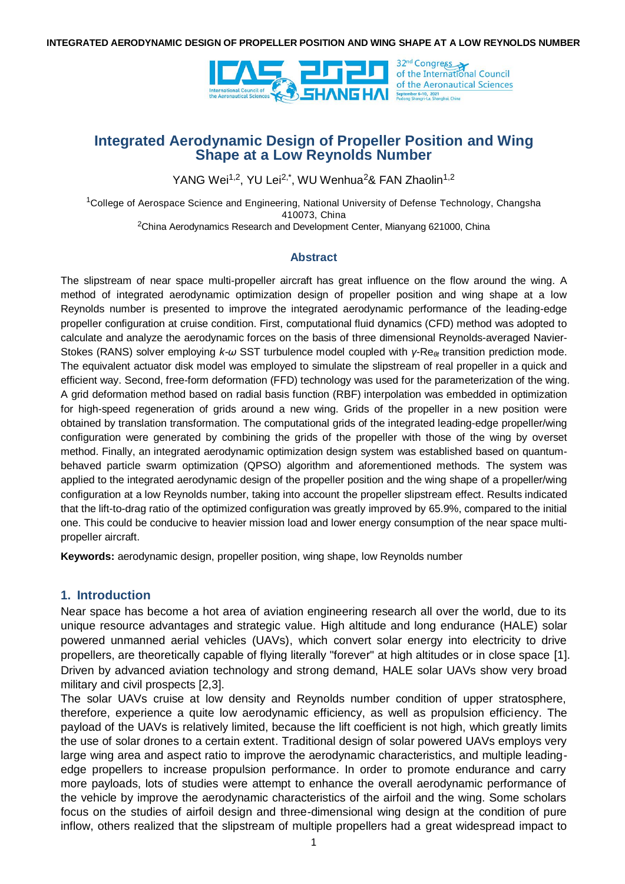# Integrated Aerodynamic Design of Propeller Position and Wing Shape at a Low Reynolds Number

YANG Wei[1,2], YU Lei[2,*], WU Wenhua[2]& FAN Zhaolin[1,2]

[1]College of Aerospace Science and Engineering, National University of Defense Technology, Changsha 410073, China

[2]China Aerodynamics Research and Development Center, Mianyang 621000, China

## Abstract

The slipstream of near space multi-propeller aircraft has great influence on the flow around the wing. A method of integrated aerodynamic optimization design of propeller position and wing shape at a low Reynolds number is presented to improve the integrated aerodynamic performance of the leading-edge propeller configuration at cruise condition. First, computational fluid dynamics (CFD) method was adopted to calculate and analyze the aerodynamic forces on the basis of three dimensional Reynolds-averaged Navier-Stokes (RANS) solver employing $k$-$\omega$ SST turbulence model coupled with $\gamma$-$Re_{\theta t}$ transition prediction mode. The equivalent actuator disk model was employed to simulate the slipstream of real propeller in a quick and efficient way. Second, free-form deformation (FFD) technology was used for the parameterization of the wing. A grid deformation method based on radial basis function (RBF) interpolation was embedded in optimization for high-speed regeneration of grids around a new wing. Grids of the propeller in a new position were obtained by translation transformation. The computational grids of the integrated leading-edge propeller/wing configuration were generated by combining the grids of the propeller with those of the wing by overset method. Finally, an integrated aerodynamic optimization design system was established based on quantum-behaved particle swarm optimization (QPSO) algorithm and aforementioned methods. The system was applied to the integrated aerodynamic design of the propeller position and the wing shape of a propeller/wing configuration at a low Reynolds number, taking into account the propeller slipstream effect. Results indicated that the lift-to-drag ratio of the optimized configuration was greatly improved by 65.9%, compared to the initial one. This could be conducive to heavier mission load and lower energy consumption of the near space multi-propeller aircraft.

**Keywords:** aerodynamic design, propeller position, wing shape, low Reynolds number

## 1. Introduction

Near space has become a hot area of aviation engineering research all over the world, due to its unique resource advantages and strategic value. High altitude and long endurance (HALE) solar powered unmanned aerial vehicles (UAVs), which convert solar energy into electricity to drive propellers, are theoretically capable of flying literally "forever" at high altitudes or in close space [1]. Driven by advanced aviation technology and strong demand, HALE solar UAVs show very broad military and civil prospects [2,3].

The solar UAVs cruise at low density and Reynolds number condition of upper stratosphere, therefore, experience a quite low aerodynamic efficiency, as well as propulsion efficiency. The payload of the UAVs is relatively limited, because the lift coefficient is not high, which greatly limits the use of solar drones to a certain extent. Traditional design of solar powered UAVs employs very large wing area and aspect ratio to improve the aerodynamic characteristics, and multiple leading-edge propellers to increase propulsion performance. In order to promote endurance and carry more payloads, lots of studies were attempt to enhance the overall aerodynamic performance of the vehicle by improve the aerodynamic characteristics of the airfoil and the wing. Some scholars focus on the studies of airfoil design and three-dimensional wing design at the condition of pure inflow, others realized that the slipstream of multiple propellers had a great widespread impact to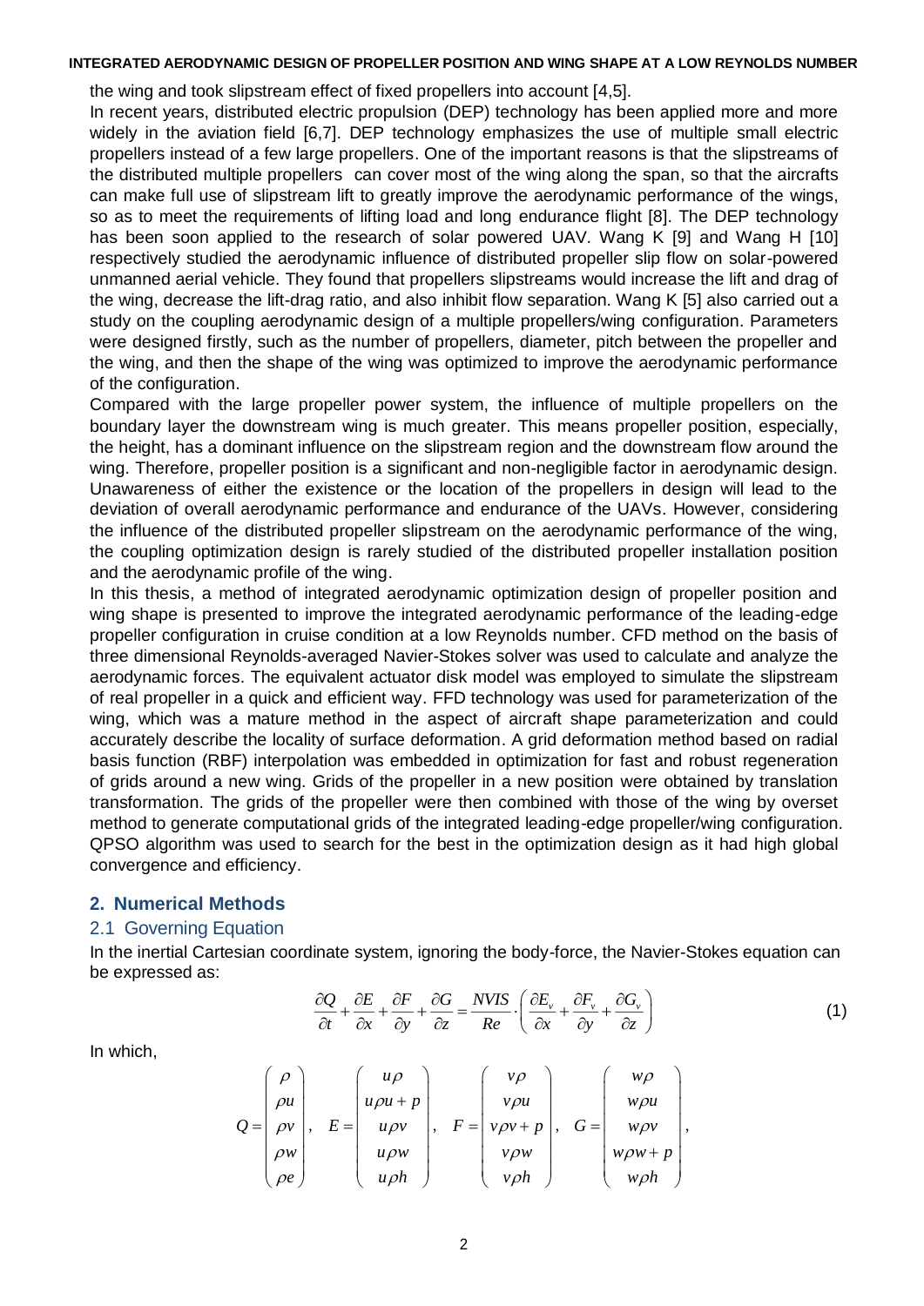the wing and took slipstream effect of fixed propellers into account [4,5].

In recent years, distributed electric propulsion (DEP) technology has been applied more and more widely in the aviation field [6,7]. DEP technology emphasizes the use of multiple small electric propellers instead of a few large propellers. One of the important reasons is that the slipstreams of the distributed multiple propellers can cover most of the wing along the span, so that the aircrafts can make full use of slipstream lift to greatly improve the aerodynamic performance of the wings, so as to meet the requirements of lifting load and long endurance flight [8]. The DEP technology has been soon applied to the research of solar powered UAV. Wang K [9] and Wang H [10] respectively studied the aerodynamic influence of distributed propeller slip flow on solar-powered unmanned aerial vehicle. They found that propellers slipstreams would increase the lift and drag of the wing, decrease the lift-drag ratio, and also inhibit flow separation. Wang K [5] also carried out a study on the coupling aerodynamic design of a multiple propellers/wing configuration. Parameters were designed firstly, such as the number of propellers, diameter, pitch between the propeller and the wing, and then the shape of the wing was optimized to improve the aerodynamic performance of the configuration.

Compared with the large propeller power system, the influence of multiple propellers on the boundary layer the downstream wing is much greater. This means propeller position, especially, the height, has a dominant influence on the slipstream region and the downstream flow around the wing. Therefore, propeller position is a significant and non-negligible factor in aerodynamic design. Unawareness of either the existence or the location of the propellers in design will lead to the deviation of overall aerodynamic performance and endurance of the UAVs. However, considering the influence of the distributed propeller slipstream on the aerodynamic performance of the wing, the coupling optimization design is rarely studied of the distributed propeller installation position and the aerodynamic profile of the wing.

In this thesis, a method of integrated aerodynamic optimization design of propeller position and wing shape is presented to improve the integrated aerodynamic performance of the leading-edge propeller configuration in cruise condition at a low Reynolds number. CFD method on the basis of three dimensional Reynolds-averaged Navier-Stokes solver was used to calculate and analyze the aerodynamic forces. The equivalent actuator disk model was employed to simulate the slipstream of real propeller in a quick and efficient way. FFD technology was used for parameterization of the wing, which was a mature method in the aspect of aircraft shape parameterization and could accurately describe the locality of surface deformation. A grid deformation method based on radial basis function (RBF) interpolation was embedded in optimization for fast and robust regeneration of grids around a new wing. Grids of the propeller in a new position were obtained by translation transformation. The grids of the propeller were then combined with those of the wing by overset method to generate computational grids of the integrated leading-edge propeller/wing configuration. QPSO algorithm was used to search for the best in the optimization design as it had high global convergence and efficiency.

## 2. Numerical Methods

### 2.1 Governing Equation

In the inertial Cartesian coordinate system, ignoring the body-force, the Navier-Stokes equation can be expressed as:

$$\frac{\partial Q}{\partial t}+\frac{\partial E}{\partial x}+\frac{\partial F}{\partial y}+\frac{\partial G}{\partial z}=\frac{NVIS}{Re}\cdot\left(\frac{\partial E_v}{\partial x}+\frac{\partial F_v}{\partial y}+\frac{\partial G_v}{\partial z}\right) \tag{1}$$

In which,

$$Q=\begin{pmatrix}\rho\\ \rho u\\ \rho v\\ \rho w\\ \rho e\end{pmatrix},\quad E=\begin{pmatrix}u\rho\\ u\rho u+p\\ u\rho v\\ u\rho w\\ u\rho h\end{pmatrix},\quad F=\begin{pmatrix}v\rho\\ v\rho u\\ v\rho v+p\\ v\rho w\\ v\rho h\end{pmatrix},\quad G=\begin{pmatrix}w\rho\\ w\rho u\\ w\rho v\\ w\rho w+p\\ w\rho h\end{pmatrix},$$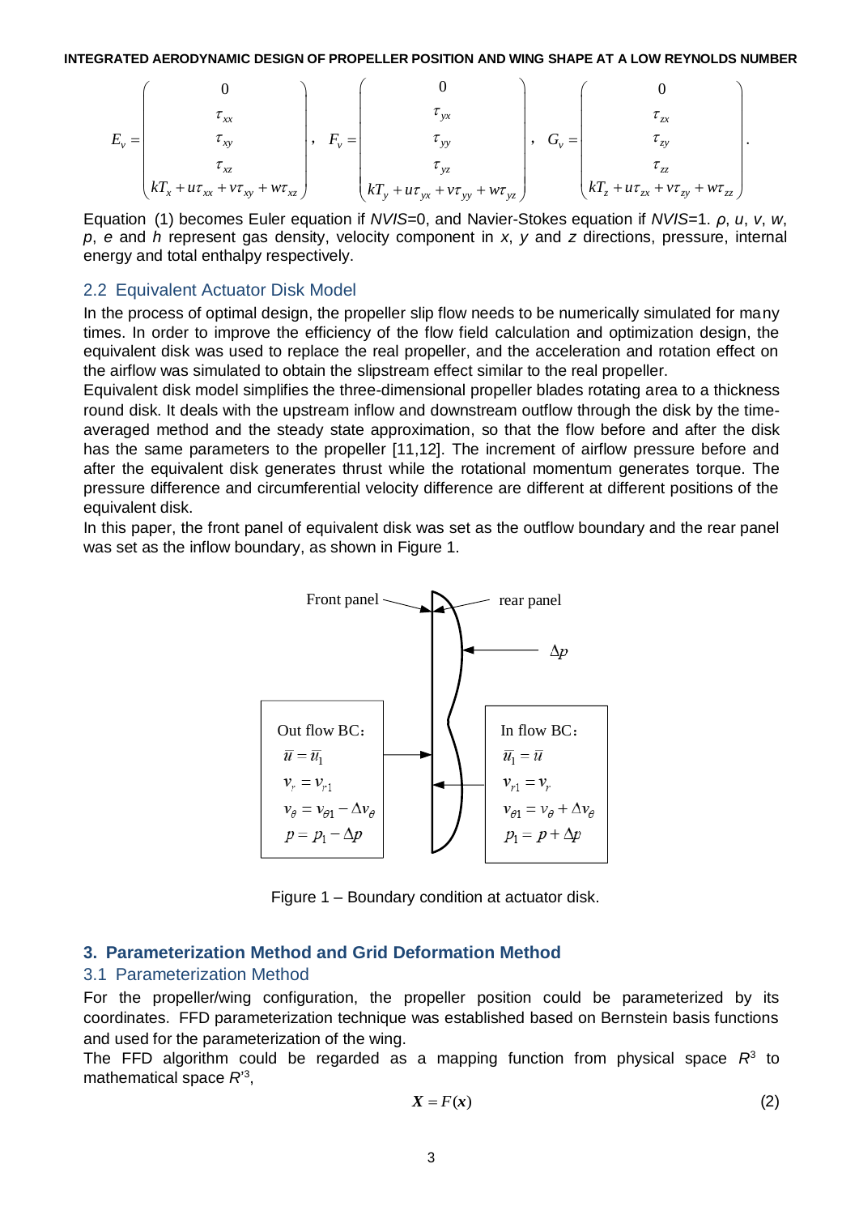$$E_v = \begin{pmatrix} 0 \\ \tau_{xx} \\ \tau_{xy} \\ \tau_{xz} \\ kT_x + u\tau_{xx} + v\tau_{xy} + w\tau_{xz} \end{pmatrix}, \quad F_v = \begin{pmatrix} 0 \\ \tau_{yx} \\ \tau_{yy} \\ \tau_{yz} \\ kT_y + u\tau_{yx} + v\tau_{yy} + w\tau_{yz} \end{pmatrix}, \quad G_v = \begin{pmatrix} 0 \\ \tau_{zx} \\ \tau_{zy} \\ \tau_{zz} \\ kT_z + u\tau_{zx} + v\tau_{zy} + w\tau_{zz} \end{pmatrix}.$$

Equation (1) becomes Euler equation if *NVIS*=0, and Navier-Stokes equation if *NVIS*=1. $\rho$, $u$, $v$, $w$, $p$, $e$ and $h$ represent gas density, velocity component in $x$, $y$ and $z$ directions, pressure, internal energy and total enthalpy respectively.

### 2.2 Equivalent Actuator Disk Model

In the process of optimal design, the propeller slip flow needs to be numerically simulated for many times. In order to improve the efficiency of the flow field calculation and optimization design, the equivalent disk was used to replace the real propeller, and the acceleration and rotation effect on the airflow was simulated to obtain the slipstream effect similar to the real propeller.

Equivalent disk model simplifies the three-dimensional propeller blades rotating area to a thickness round disk. It deals with the upstream inflow and downstream outflow through the disk by the time-averaged method and the steady state approximation, so that the flow before and after the disk has the same parameters to the propeller [11,12]. The increment of airflow pressure before and after the equivalent disk generates thrust while the rotational momentum generates torque. The pressure difference and circumferential velocity difference are different at different positions of the equivalent disk.

In this paper, the front panel of equivalent disk was set as the outflow boundary and the rear panel was set as the inflow boundary, as shown in Figure 1.

Front panel — rear panel — $\Delta p$

Out flow BC:
$\bar{u} = \bar{u}_1$
$v_r = v_{r1}$
$v_\theta = v_{\theta 1} - \Delta v_\theta$
$p = p_1 - \Delta p$

In flow BC:
$\bar{u}_1 = \bar{u}$
$v_{r1} = v_r$
$v_{\theta 1} = v_\theta + \Delta v_\theta$
$p_1 = p + \Delta p$

Figure 1 – Boundary condition at actuator disk.

## 3. Parameterization Method and Grid Deformation Method

### 3.1 Parameterization Method

For the propeller/wing configuration, the propeller position could be parameterized by its coordinates. FFD parameterization technique was established based on Bernstein basis functions and used for the parameterization of the wing.

The FFD algorithm could be regarded as a mapping function from physical space $R^3$ to mathematical space $R'^3$,

$$\boldsymbol{X} = F(\boldsymbol{x}) \tag{2}$$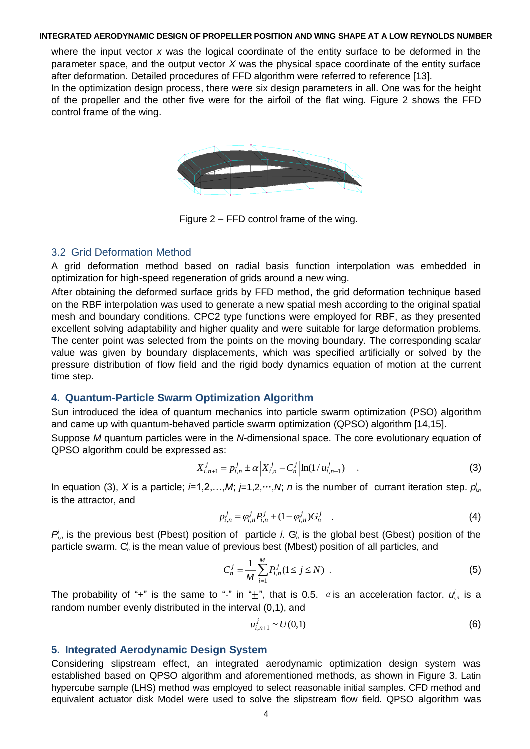where the input vector $x$ was the logical coordinate of the entity surface to be deformed in the parameter space, and the output vector $X$ was the physical space coordinate of the entity surface after deformation. Detailed procedures of FFD algorithm were referred to reference [13].

In the optimization design process, there were six design parameters in all. One was for the height of the propeller and the other five were for the airfoil of the flat wing. Figure 2 shows the FFD control frame of the wing.

Figure 2 – FFD control frame of the wing.

### 3.2 Grid Deformation Method

A grid deformation method based on radial basis function interpolation was embedded in optimization for high-speed regeneration of grids around a new wing.

After obtaining the deformed surface grids by FFD method, the grid deformation technique based on the RBF interpolation was used to generate a new spatial mesh according to the original spatial mesh and boundary conditions. CPC2 type functions were employed for RBF, as they presented excellent solving adaptability and higher quality and were suitable for large deformation problems. The center point was selected from the points on the moving boundary. The corresponding scalar value was given by boundary displacements, which was specified artificially or solved by the pressure distribution of flow field and the rigid body dynamics equation of motion at the current time step.

## 4. Quantum-Particle Swarm Optimization Algorithm

Sun introduced the idea of quantum mechanics into particle swarm optimization (PSO) algorithm and came up with quantum-behaved particle swarm optimization (QPSO) algorithm [14,15].

Suppose $M$ quantum particles were in the $N$-dimensional space. The core evolutionary equation of QPSO algorithm could be expressed as:

$$X_{i,n+1}^{j} = p_{i,n}^{j} \pm \alpha \left| X_{i,n}^{j} - C_{n}^{j} \right| \ln(1/u_{i,n+1}^{j}) \quad . \tag{3}$$

In equation (3), $X$ is a particle; $i$=1,2,…,$M$; $j$=1,2,⋯,$N$; $n$ is the number of current iteration step. $p_{i,n}^{j}$ is the attractor, and

$$p_{i,n}^{j} = \varphi_{i,n}^{j} P_{i,n}^{j} + (1-\varphi_{i,n}^{j}) G_{n}^{j} \quad . \tag{4}$$

$P_{i,n}^{j}$ is the previous best (Pbest) position of particle $i$. $G_{n}^{j}$ is the global best (Gbest) position of the particle swarm. $C_{n}^{j}$ is the mean value of previous best (Mbest) position of all particles, and

$$C_{n}^{j} = \frac{1}{M} \sum_{i=1}^{M} P_{i,n}^{j} (1 \le j \le N) \ . \tag{5}$$

The probability of "+" is the same to "-" in "±", that is 0.5. $\alpha$ is an acceleration factor. $u_{i,n}^{j}$ is a random number evenly distributed in the interval (0,1), and

$$u_{i,n+1}^{j} \sim U(0,1) \tag{6}$$

## 5. Integrated Aerodynamic Design System

Considering slipstream effect, an integrated aerodynamic optimization design system was established based on QPSO algorithm and aforementioned methods, as shown in Figure 3. Latin hypercube sample (LHS) method was employed to select reasonable initial samples. CFD method and equivalent actuator disk Model were used to solve the slipstream flow field. QPSO algorithm was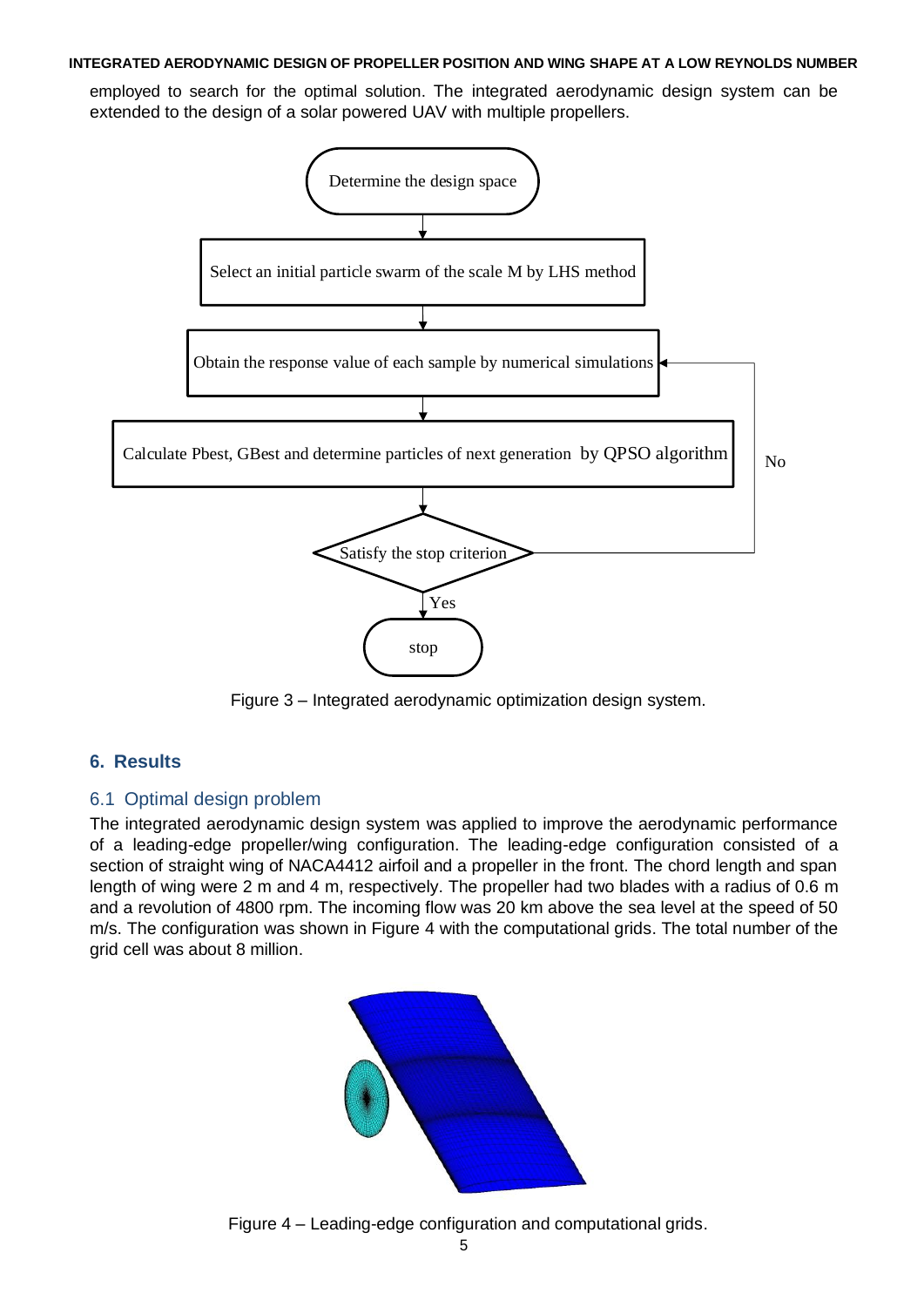employed to search for the optimal solution. The integrated aerodynamic design system can be extended to the design of a solar powered UAV with multiple propellers.

Figure 3 – Integrated aerodynamic optimization design system.

## 6. Results

### 6.1 Optimal design problem

The integrated aerodynamic design system was applied to improve the aerodynamic performance of a leading-edge propeller/wing configuration. The leading-edge configuration consisted of a section of straight wing of NACA4412 airfoil and a propeller in the front. The chord length and span length of wing were 2 m and 4 m, respectively. The propeller had two blades with a radius of 0.6 m and a revolution of 4800 rpm. The incoming flow was 20 km above the sea level at the speed of 50 m/s. The configuration was shown in Figure 4 with the computational grids. The total number of the grid cell was about 8 million.

Figure 4 – Leading-edge configuration and computational grids.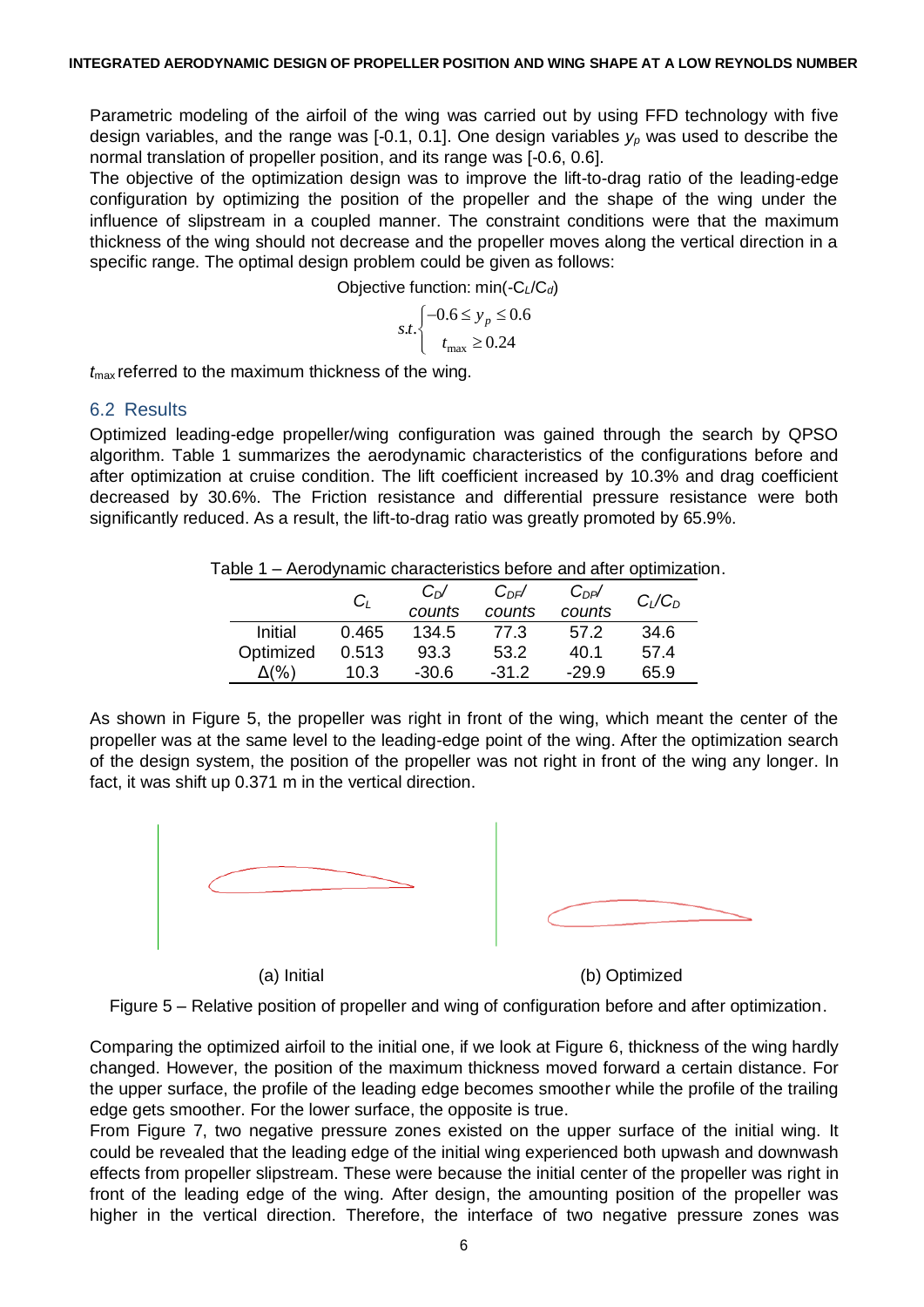Parametric modeling of the airfoil of the wing was carried out by using FFD technology with five design variables, and the range was [-0.1, 0.1]. One design variables $y_p$ was used to describe the normal translation of propeller position, and its range was [-0.6, 0.6].

The objective of the optimization design was to improve the lift-to-drag ratio of the leading-edge configuration by optimizing the position of the propeller and the shape of the wing under the influence of slipstream in a coupled manner. The constraint conditions were that the maximum thickness of the wing should not decrease and the propeller moves along the vertical direction in a specific range. The optimal design problem could be given as follows:

Objective function: min($-C_L/C_d$)

$$s.t.\begin{cases} -0.6 \le y_p \le 0.6 \\ t_{\max} \ge 0.24 \end{cases}$$

$t_{\max}$ referred to the maximum thickness of the wing.

## 6.2 Results

Optimized leading-edge propeller/wing configuration was gained through the search by QPSO algorithm. Table 1 summarizes the aerodynamic characteristics of the configurations before and after optimization at cruise condition. The lift coefficient increased by 10.3% and drag coefficient decreased by 30.6%. The Friction resistance and differential pressure resistance were both significantly reduced. As a result, the lift-to-drag ratio was greatly promoted by 65.9%.

Table 1 – Aerodynamic characteristics before and after optimization.

| | $C_L$ | $C_D$/ counts | $C_{DF}$/ counts | $C_{DP}$/ counts | $C_L/C_D$ |
|---|---|---|---|---|---|
| Initial | 0.465 | 134.5 | 77.3 | 57.2 | 34.6 |
| Optimized | 0.513 | 93.3 | 53.2 | 40.1 | 57.4 |
| Δ(%) | 10.3 | -30.6 | -31.2 | -29.9 | 65.9 |

As shown in Figure 5, the propeller was right in front of the wing, which meant the center of the propeller was at the same level to the leading-edge point of the wing. After the optimization search of the design system, the position of the propeller was not right in front of the wing any longer. In fact, it was shift up 0.371 m in the vertical direction.

(a) Initial (b) Optimized

Figure 5 – Relative position of propeller and wing of configuration before and after optimization.

Comparing the optimized airfoil to the initial one, if we look at Figure 6, thickness of the wing hardly changed. However, the position of the maximum thickness moved forward a certain distance. For the upper surface, the profile of the leading edge becomes smoother while the profile of the trailing edge gets smoother. For the lower surface, the opposite is true.

From Figure 7, two negative pressure zones existed on the upper surface of the initial wing. It could be revealed that the leading edge of the initial wing experienced both upwash and downwash effects from propeller slipstream. These were because the initial center of the propeller was right in front of the leading edge of the wing. After design, the amounting position of the propeller was higher in the vertical direction. Therefore, the interface of two negative pressure zones was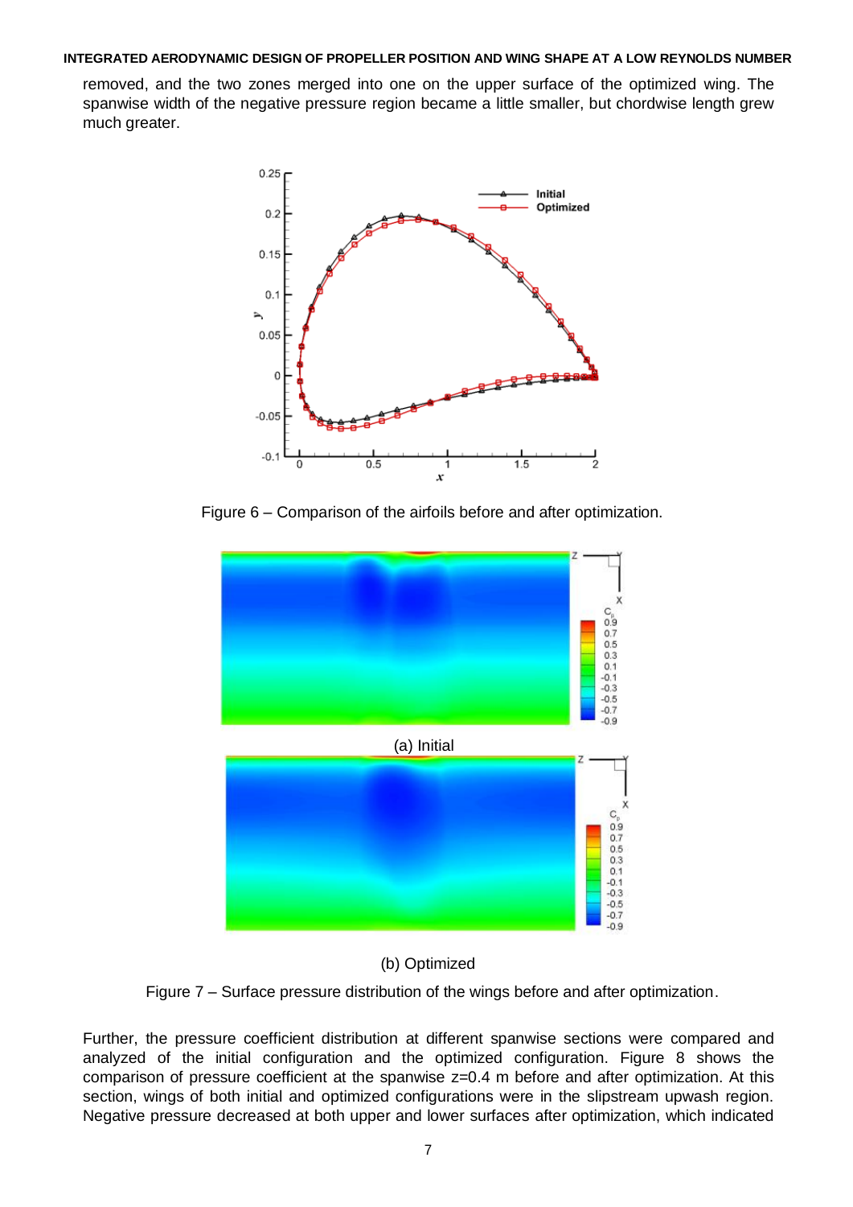removed, and the two zones merged into one on the upper surface of the optimized wing. The spanwise width of the negative pressure region became a little smaller, but chordwise length grew much greater.

Figure 6 – Comparison of the airfoils before and after optimization.

(a) Initial

(b) Optimized

Figure 7 – Surface pressure distribution of the wings before and after optimization.

Further, the pressure coefficient distribution at different spanwise sections were compared and analyzed of the initial configuration and the optimized configuration. Figure 8 shows the comparison of pressure coefficient at the spanwise z=0.4 m before and after optimization. At this section, wings of both initial and optimized configurations were in the slipstream upwash region. Negative pressure decreased at both upper and lower surfaces after optimization, which indicated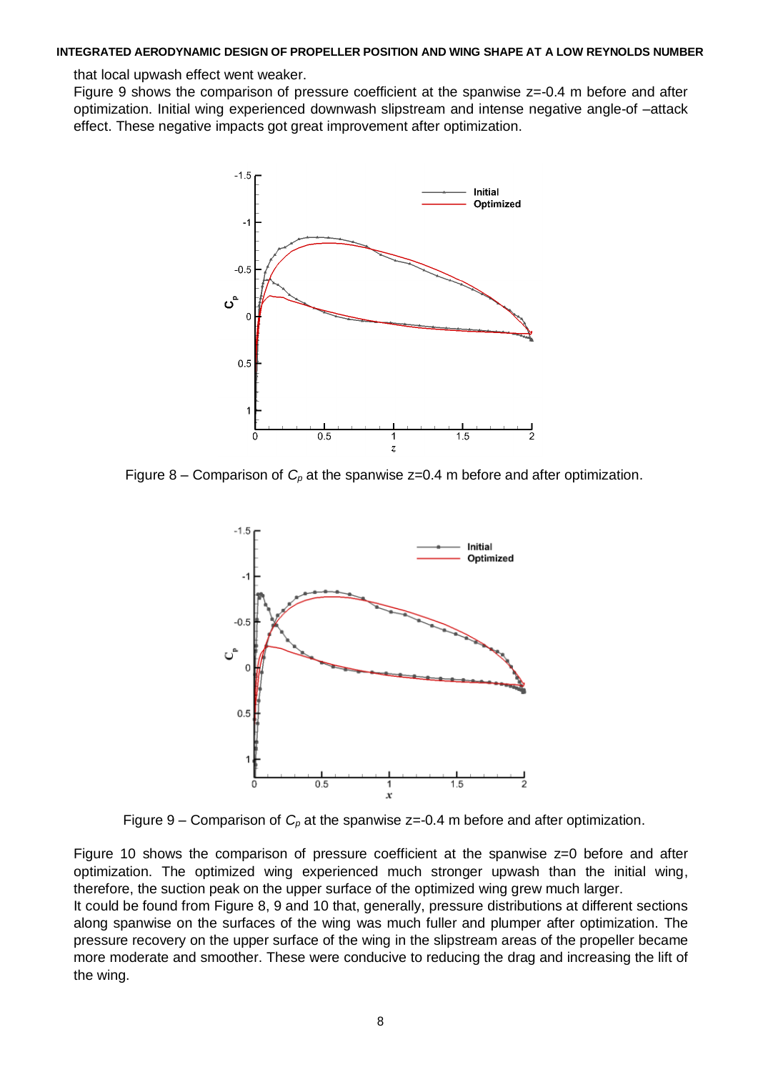that local upwash effect went weaker.

Figure 9 shows the comparison of pressure coefficient at the spanwise z=-0.4 m before and after optimization. Initial wing experienced downwash slipstream and intense negative angle-of –attack effect. These negative impacts got great improvement after optimization.

Figure 8 – Comparison of $C_p$ at the spanwise z=0.4 m before and after optimization.

Figure 9 – Comparison of $C_p$ at the spanwise z=-0.4 m before and after optimization.

Figure 10 shows the comparison of pressure coefficient at the spanwise z=0 before and after optimization. The optimized wing experienced much stronger upwash than the initial wing, therefore, the suction peak on the upper surface of the optimized wing grew much larger.

It could be found from Figure 8, 9 and 10 that, generally, pressure distributions at different sections along spanwise on the surfaces of the wing was much fuller and plumper after optimization. The pressure recovery on the upper surface of the wing in the slipstream areas of the propeller became more moderate and smoother. These were conducive to reducing the drag and increasing the lift of the wing.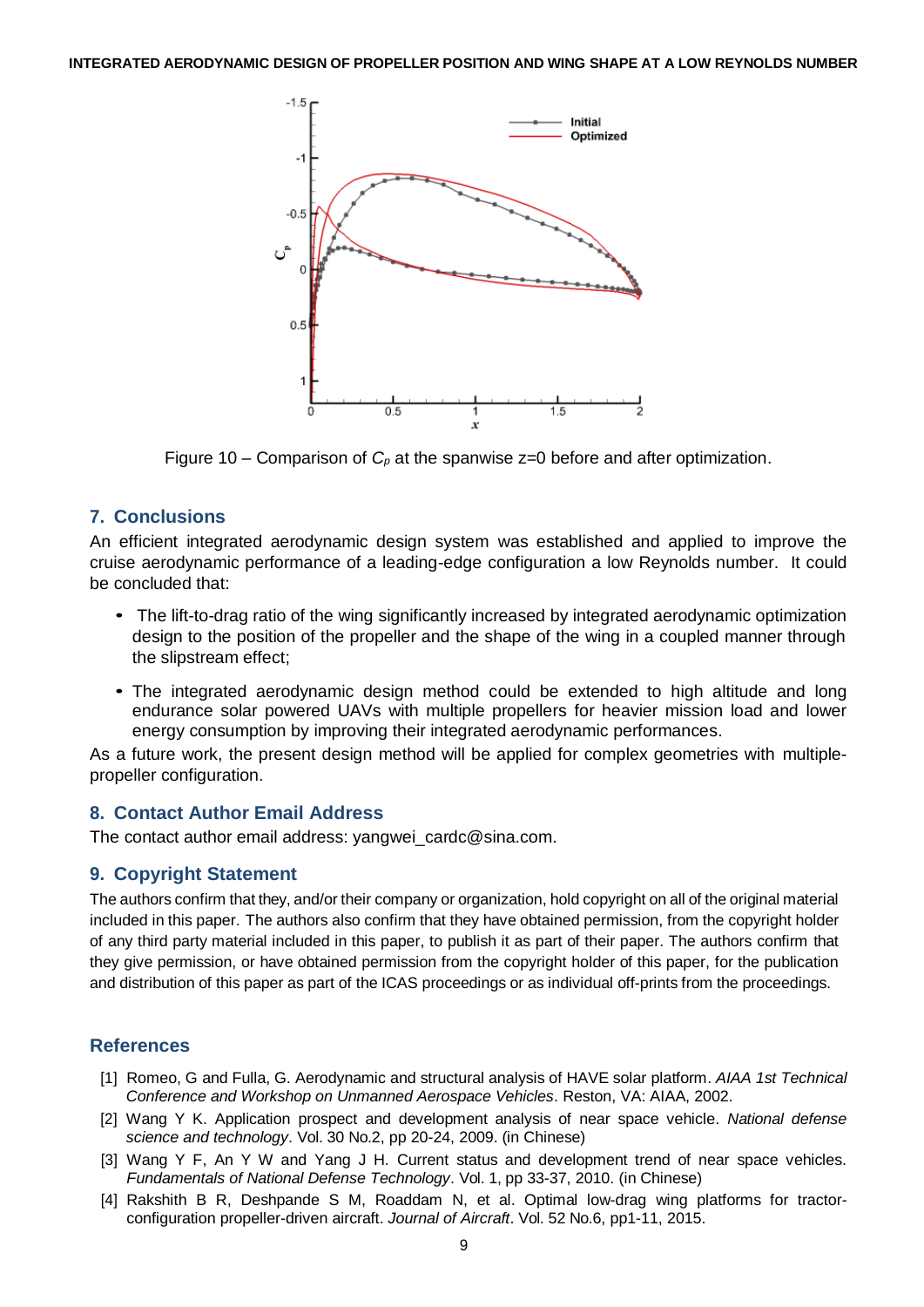Figure 10 – Comparison of $C_p$ at the spanwise z=0 before and after optimization.

## 7. Conclusions

An efficient integrated aerodynamic design system was established and applied to improve the cruise aerodynamic performance of a leading-edge configuration a low Reynolds number. It could be concluded that:

- The lift-to-drag ratio of the wing significantly increased by integrated aerodynamic optimization design to the position of the propeller and the shape of the wing in a coupled manner through the slipstream effect;
- The integrated aerodynamic design method could be extended to high altitude and long endurance solar powered UAVs with multiple propellers for heavier mission load and lower energy consumption by improving their integrated aerodynamic performances.

As a future work, the present design method will be applied for complex geometries with multiple-propeller configuration.

## 8. Contact Author Email Address

The contact author email address: yangwei_cardc@sina.com.

## 9. Copyright Statement

The authors confirm that they, and/or their company or organization, hold copyright on all of the original material included in this paper. The authors also confirm that they have obtained permission, from the copyright holder of any third party material included in this paper, to publish it as part of their paper. The authors confirm that they give permission, or have obtained permission from the copyright holder of this paper, for the publication and distribution of this paper as part of the ICAS proceedings or as individual off-prints from the proceedings.

## References

[1] Romeo, G and Fulla, G. Aerodynamic and structural analysis of HAVE solar platform. *AIAA 1st Technical Conference and Workshop on Unmanned Aerospace Vehicles*. Reston, VA: AIAA, 2002.

[2] Wang Y K. Application prospect and development analysis of near space vehicle. *National defense science and technology*. Vol. 30 No.2, pp 20-24, 2009. (in Chinese)

[3] Wang Y F, An Y W and Yang J H. Current status and development trend of near space vehicles. *Fundamentals of National Defense Technology*. Vol. 1, pp 33-37, 2010. (in Chinese)

[4] Rakshith B R, Deshpande S M, Roaddam N, et al. Optimal low-drag wing platforms for tractor-configuration propeller-driven aircraft. *Journal of Aircraft*. Vol. 52 No.6, pp1-11, 2015.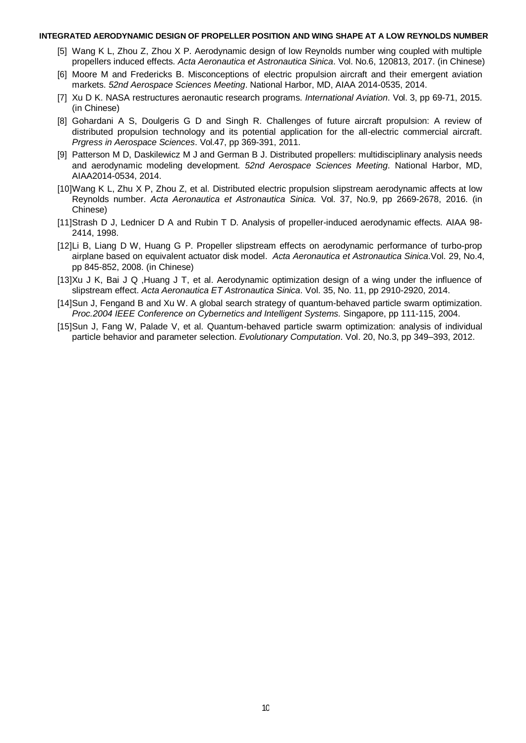[5] Wang K L, Zhou Z, Zhou X P. Aerodynamic design of low Reynolds number wing coupled with multiple propellers induced effects. *Acta Aeronautica et Astronautica Sinica*. Vol. No.6, 120813, 2017. (in Chinese)

[6] Moore M and Fredericks B. Misconceptions of electric propulsion aircraft and their emergent aviation markets. *52nd Aerospace Sciences Meeting*. National Harbor, MD, AIAA 2014-0535, 2014.

[7] Xu D K. NASA restructures aeronautic research programs. *International Aviation*. Vol. 3, pp 69-71, 2015. (in Chinese)

[8] Gohardani A S, Doulgeris G D and Singh R. Challenges of future aircraft propulsion: A review of distributed propulsion technology and its potential application for the all-electric commercial aircraft. *Prgress in Aerospace Sciences*. Vol.47, pp 369-391, 2011.

[9] Patterson M D, Daskilewicz M J and German B J. Distributed propellers: multidisciplinary analysis needs and aerodynamic modeling development. *52nd Aerospace Sciences Meeting*. National Harbor, MD, AIAA2014-0534, 2014.

[10]Wang K L, Zhu X P, Zhou Z, et al. Distributed electric propulsion slipstream aerodynamic affects at low Reynolds number. *Acta Aeronautica et Astronautica Sinica.* Vol. 37, No.9, pp 2669-2678, 2016. (in Chinese)

[11]Strash D J, Lednicer D A and Rubin T D. Analysis of propeller-induced aerodynamic effects. AIAA 98-2414, 1998.

[12]Li B, Liang D W, Huang G P. Propeller slipstream effects on aerodynamic performance of turbo-prop airplane based on equivalent actuator disk model. *Acta Aeronautica et Astronautica Sinica*.Vol. 29, No.4, pp 845-852, 2008. (in Chinese)

[13]Xu J K, Bai J Q ,Huang J T, et al. Aerodynamic optimization design of a wing under the influence of slipstream effect. *Acta Aeronautica ET Astronautica Sinica*. Vol. 35, No. 11, pp 2910-2920, 2014.

[14]Sun J, Fengand B and Xu W. A global search strategy of quantum-behaved particle swarm optimization. *Proc.2004 IEEE Conference on Cybernetics and Intelligent Systems.* Singapore, pp 111-115, 2004.

[15]Sun J, Fang W, Palade V, et al. Quantum-behaved particle swarm optimization: analysis of individual particle behavior and parameter selection. *Evolutionary Computation*. Vol. 20, No.3, pp 349–393, 2012.